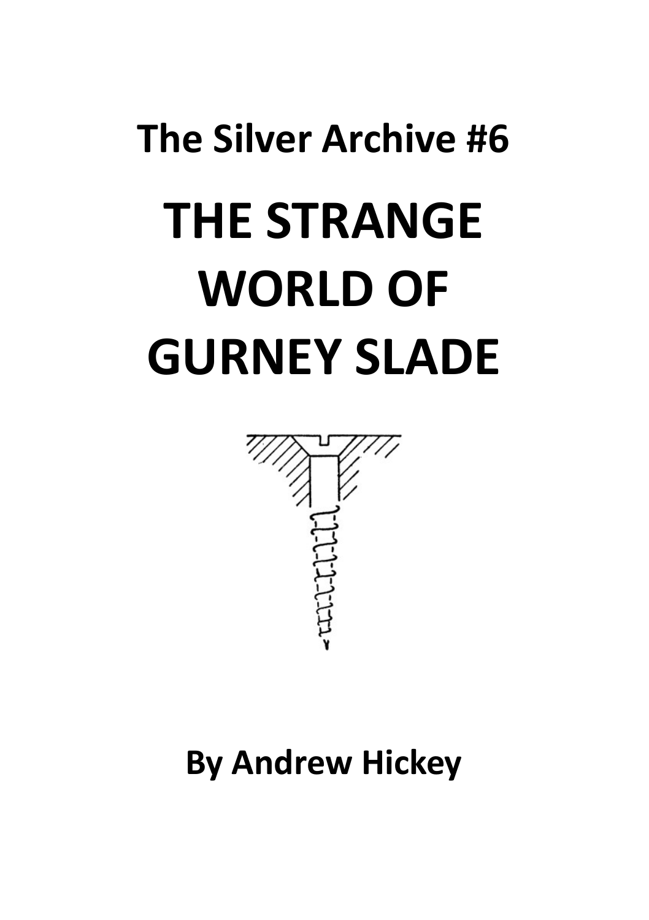## The Silver Archive #6

# THE STRANGE WORLD OF GURNEY SLADE

**By Andrew Hickey**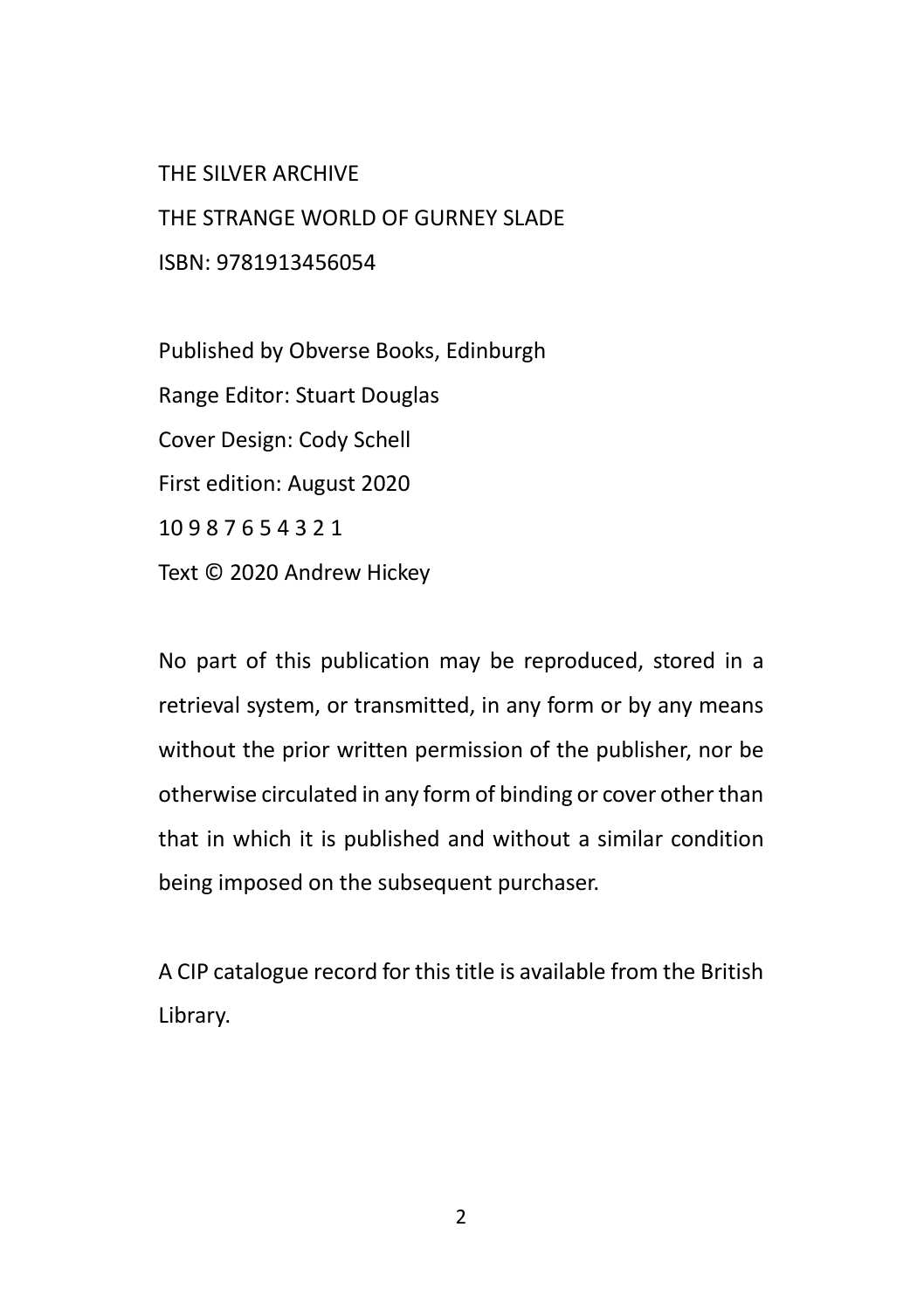THE SILVER ARCHIVE

THE STRANGE WORLD OF GURNEY SLADE

ISBN: 9781913456054

Published by Obverse Books, Edinburgh

Range Editor: Stuart Douglas

Cover Design: Cody Schell

First edition: August 2020

10 9 8 7 6 5 4 3 2 1

Text © 2020 Andrew Hickey

No part of this publication may be reproduced, stored in a retrieval system, or transmitted, in any form or by any means without the prior written permission of the publisher, nor be otherwise circulated in any form of binding or cover other than that in which it is published and without a similar condition being imposed on the subsequent purchaser.

A CIP catalogue record for this title is available from the British Library.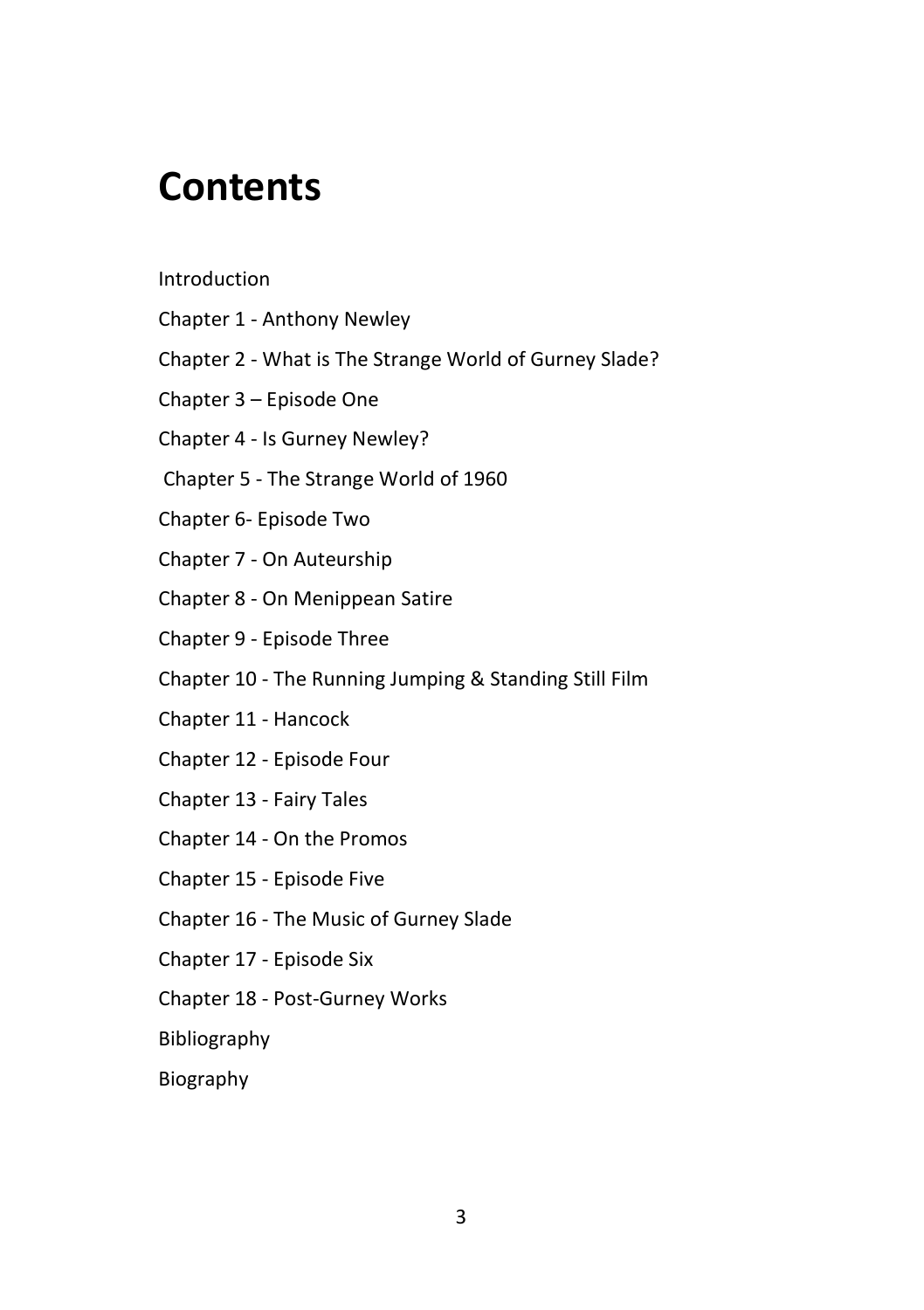# Contents

Introduction

Chapter 1 - Anthony Newley

Chapter 2 - What is The Strange World of Gurney Slade?

Chapter 3 – Episode One

Chapter 4 - Is Gurney Newley?

Chapter 5 - The Strange World of 1960

Chapter 6- Episode Two

Chapter 7 - On Auteurship

Chapter 8 - On Menippean Satire

Chapter 9 - Episode Three

Chapter 10 - The Running Jumping & Standing Still Film

Chapter 11 - Hancock

Chapter 12 - Episode Four

Chapter 13 - Fairy Tales

Chapter 14 - On the Promos

Chapter 15 - Episode Five

Chapter 16 - The Music of Gurney Slade

Chapter 17 - Episode Six

Chapter 18 - Post-Gurney Works

Bibliography

Biography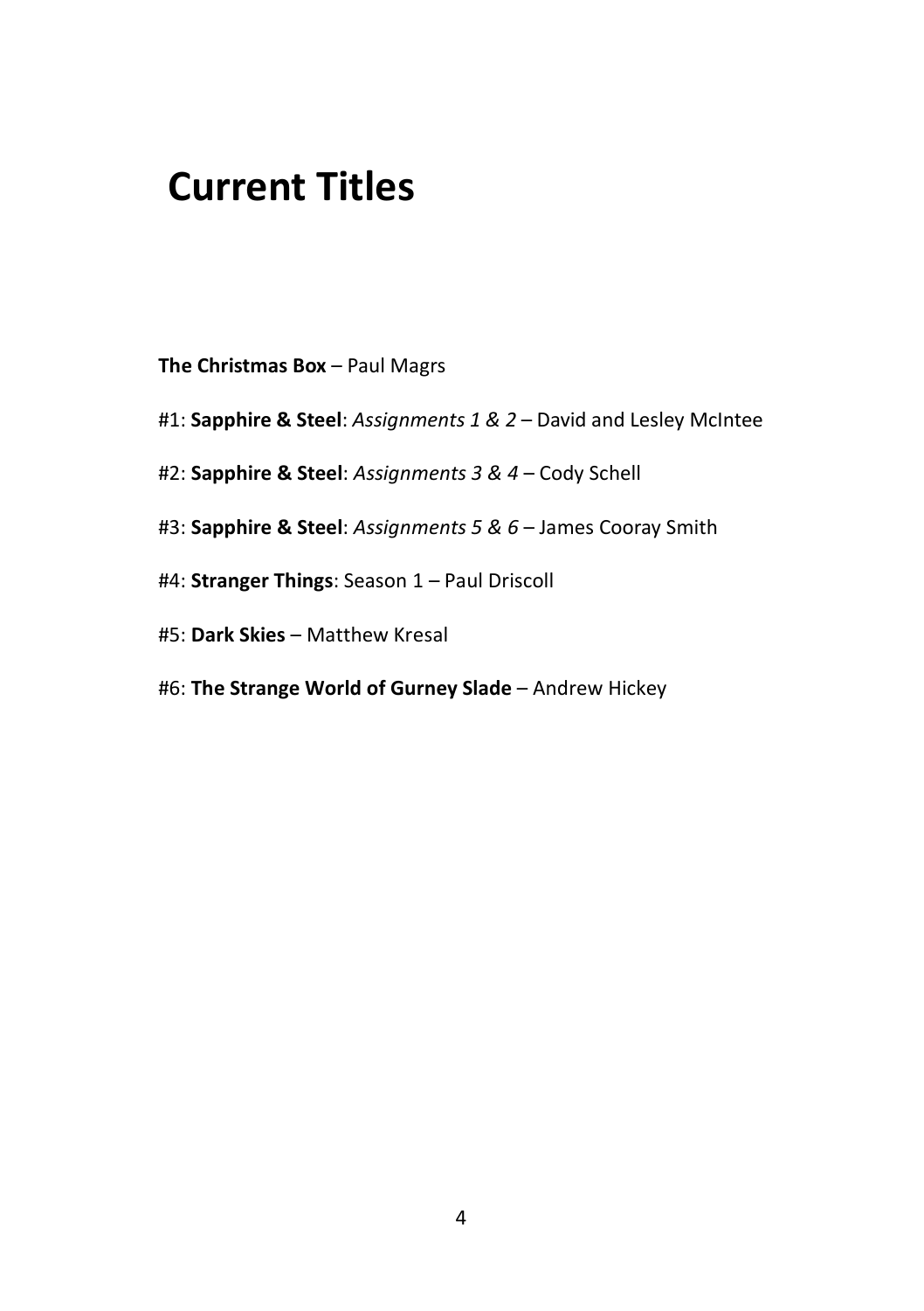# Current Titles

**The Christmas Box** – Paul Magrs

#1: **Sapphire & Steel**: *Assignments 1 & 2* – David and Lesley McIntee

#2: **Sapphire & Steel**: *Assignments 3 & 4* – Cody Schell

#3: **Sapphire & Steel**: *Assignments 5 & 6* – James Cooray Smith

#4: **Stranger Things**: Season 1 – Paul Driscoll

#5: **Dark Skies** – Matthew Kresal

#6: **The Strange World of Gurney Slade** – Andrew Hickey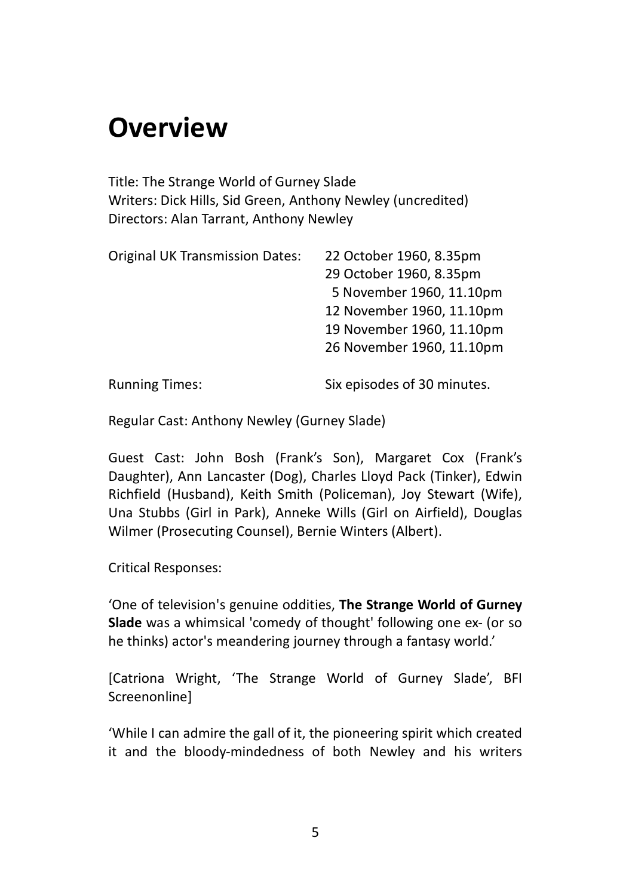# Overview

Title: The Strange World of Gurney Slade
Writers: Dick Hills, Sid Green, Anthony Newley (uncredited)
Directors: Alan Tarrant, Anthony Newley

Original UK Transmission Dates: 22 October 1960, 8.35pm
29 October 1960, 8.35pm
5 November 1960, 11.10pm
12 November 1960, 11.10pm
19 November 1960, 11.10pm
26 November 1960, 11.10pm

Running Times: Six episodes of 30 minutes.

Regular Cast: Anthony Newley (Gurney Slade)

Guest Cast: John Bosh (Frank's Son), Margaret Cox (Frank's Daughter), Ann Lancaster (Dog), Charles Lloyd Pack (Tinker), Edwin Richfield (Husband), Keith Smith (Policeman), Joy Stewart (Wife), Una Stubbs (Girl in Park), Anneke Wills (Girl on Airfield), Douglas Wilmer (Prosecuting Counsel), Bernie Winters (Albert).

Critical Responses:

'One of television's genuine oddities, **The Strange World of Gurney Slade** was a whimsical 'comedy of thought' following one ex- (or so he thinks) actor's meandering journey through a fantasy world.'

[Catriona Wright, 'The Strange World of Gurney Slade', BFI Screenonline]

'While I can admire the gall of it, the pioneering spirit which created it and the bloody-mindedness of both Newley and his writers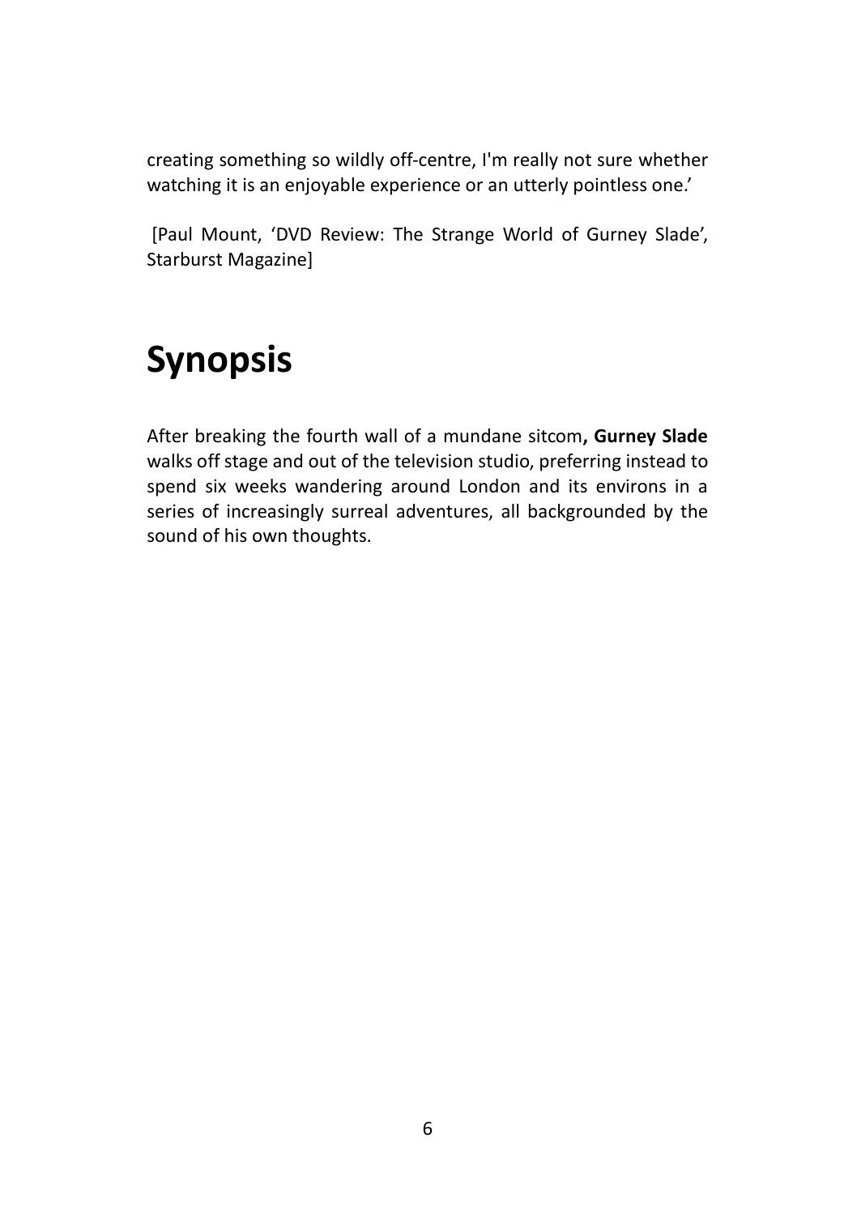creating something so wildly off-centre, I'm really not sure whether watching it is an enjoyable experience or an utterly pointless one.'

[Paul Mount, 'DVD Review: The Strange World of Gurney Slade', Starburst Magazine]

# Synopsis

After breaking the fourth wall of a mundane sitcom**, Gurney Slade** walks off stage and out of the television studio, preferring instead to spend six weeks wandering around London and its environs in a series of increasingly surreal adventures, all backgrounded by the sound of his own thoughts.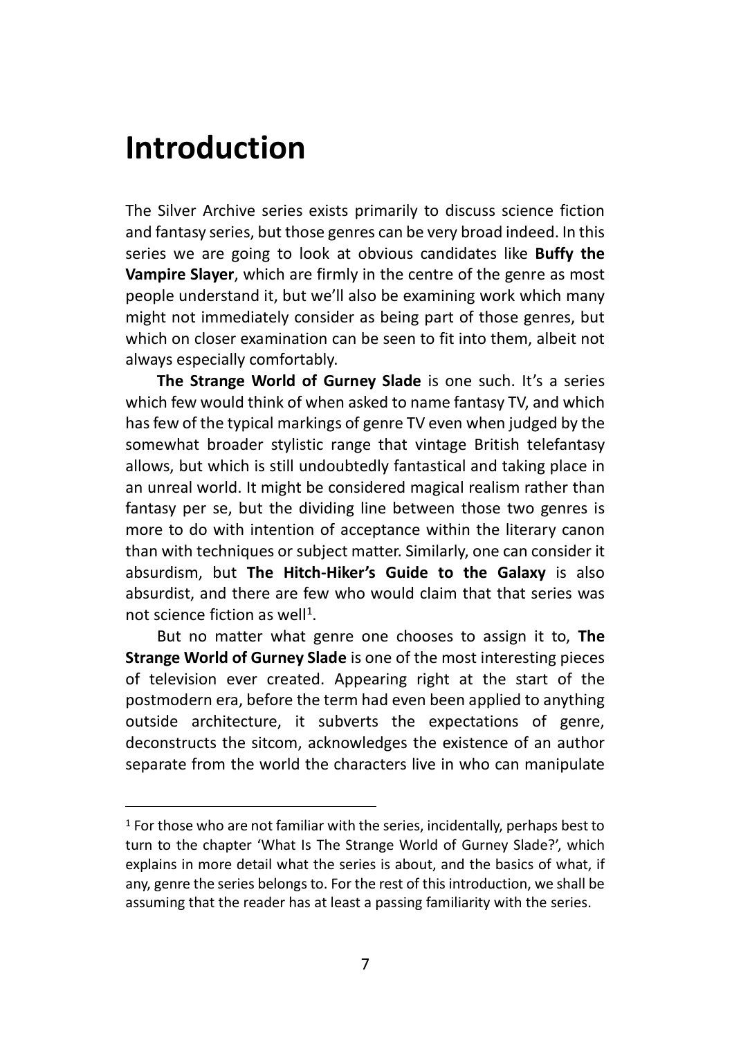# Introduction

The Silver Archive series exists primarily to discuss science fiction and fantasy series, but those genres can be very broad indeed. In this series we are going to look at obvious candidates like **Buffy the Vampire Slayer**, which are firmly in the centre of the genre as most people understand it, but we'll also be examining work which many might not immediately consider as being part of those genres, but which on closer examination can be seen to fit into them, albeit not always especially comfortably.

**The Strange World of Gurney Slade** is one such. It's a series which few would think of when asked to name fantasy TV, and which has few of the typical markings of genre TV even when judged by the somewhat broader stylistic range that vintage British telefantasy allows, but which is still undoubtedly fantastical and taking place in an unreal world. It might be considered magical realism rather than fantasy per se, but the dividing line between those two genres is more to do with intention of acceptance within the literary canon than with techniques or subject matter. Similarly, one can consider it absurdism, but **The Hitch-Hiker's Guide to the Galaxy** is also absurdist, and there are few who would claim that that series was not science fiction as well[1].

But no matter what genre one chooses to assign it to, **The Strange World of Gurney Slade** is one of the most interesting pieces of television ever created. Appearing right at the start of the postmodern era, before the term had even been applied to anything outside architecture, it subverts the expectations of genre, deconstructs the sitcom, acknowledges the existence of an author separate from the world the characters live in who can manipulate

[1] For those who are not familiar with the series, incidentally, perhaps best to turn to the chapter 'What Is The Strange World of Gurney Slade?', which explains in more detail what the series is about, and the basics of what, if any, genre the series belongs to. For the rest of this introduction, we shall be assuming that the reader has at least a passing familiarity with the series.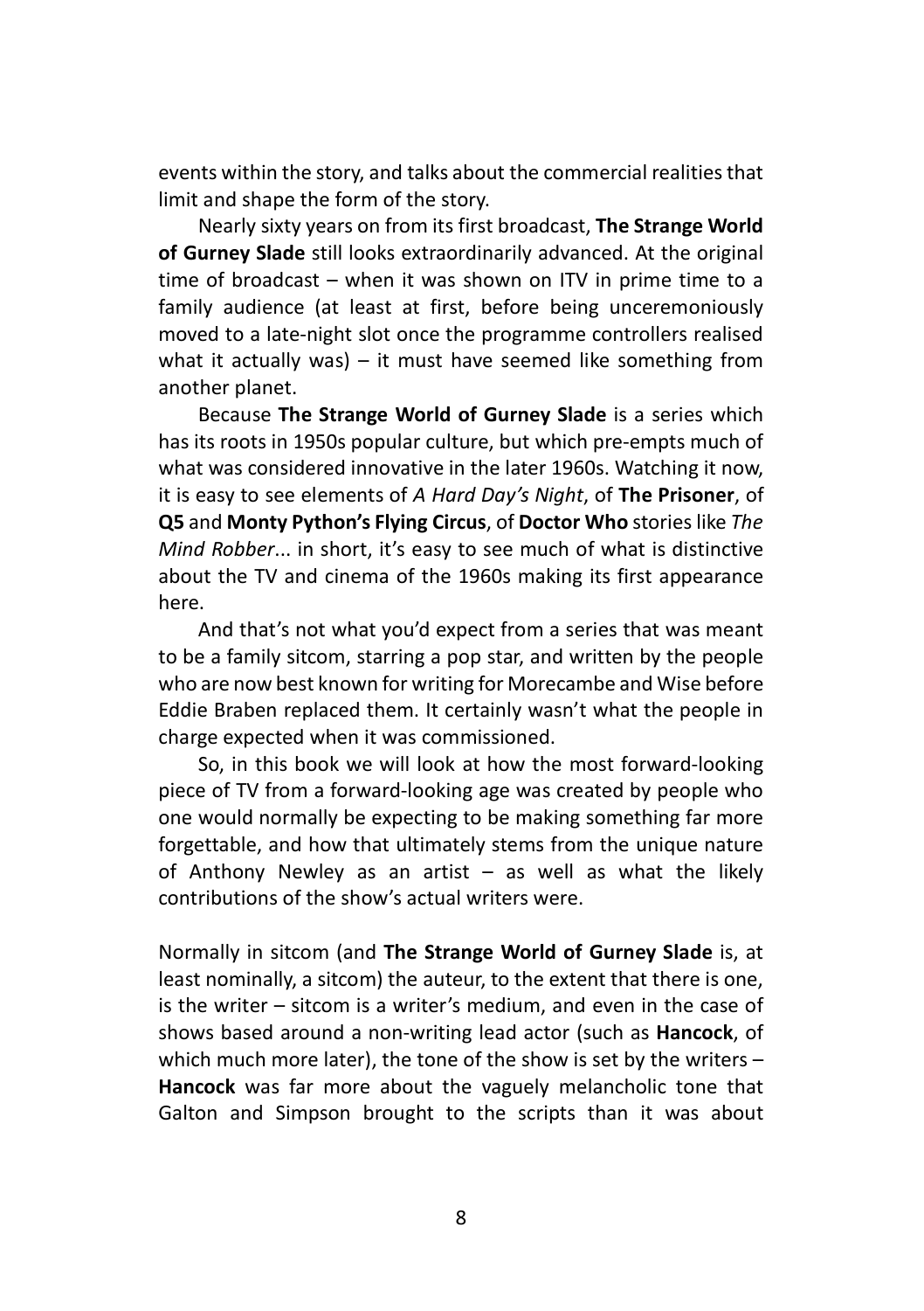events within the story, and talks about the commercial realities that limit and shape the form of the story.

Nearly sixty years on from its first broadcast, **The Strange World of Gurney Slade** still looks extraordinarily advanced. At the original time of broadcast – when it was shown on ITV in prime time to a family audience (at least at first, before being unceremoniously moved to a late-night slot once the programme controllers realised what it actually was) – it must have seemed like something from another planet.

Because **The Strange World of Gurney Slade** is a series which has its roots in 1950s popular culture, but which pre-empts much of what was considered innovative in the later 1960s. Watching it now, it is easy to see elements of *A Hard Day's Night*, of **The Prisoner**, of **Q5** and **Monty Python's Flying Circus**, of **Doctor Who** stories like *The Mind Robber*... in short, it's easy to see much of what is distinctive about the TV and cinema of the 1960s making its first appearance here.

And that's not what you'd expect from a series that was meant to be a family sitcom, starring a pop star, and written by the people who are now best known for writing for Morecambe and Wise before Eddie Braben replaced them. It certainly wasn't what the people in charge expected when it was commissioned.

So, in this book we will look at how the most forward-looking piece of TV from a forward-looking age was created by people who one would normally be expecting to be making something far more forgettable, and how that ultimately stems from the unique nature of Anthony Newley as an artist – as well as what the likely contributions of the show's actual writers were.

Normally in sitcom (and **The Strange World of Gurney Slade** is, at least nominally, a sitcom) the auteur, to the extent that there is one, is the writer – sitcom is a writer's medium, and even in the case of shows based around a non-writing lead actor (such as **Hancock**, of which much more later), the tone of the show is set by the writers – **Hancock** was far more about the vaguely melancholic tone that Galton and Simpson brought to the scripts than it was about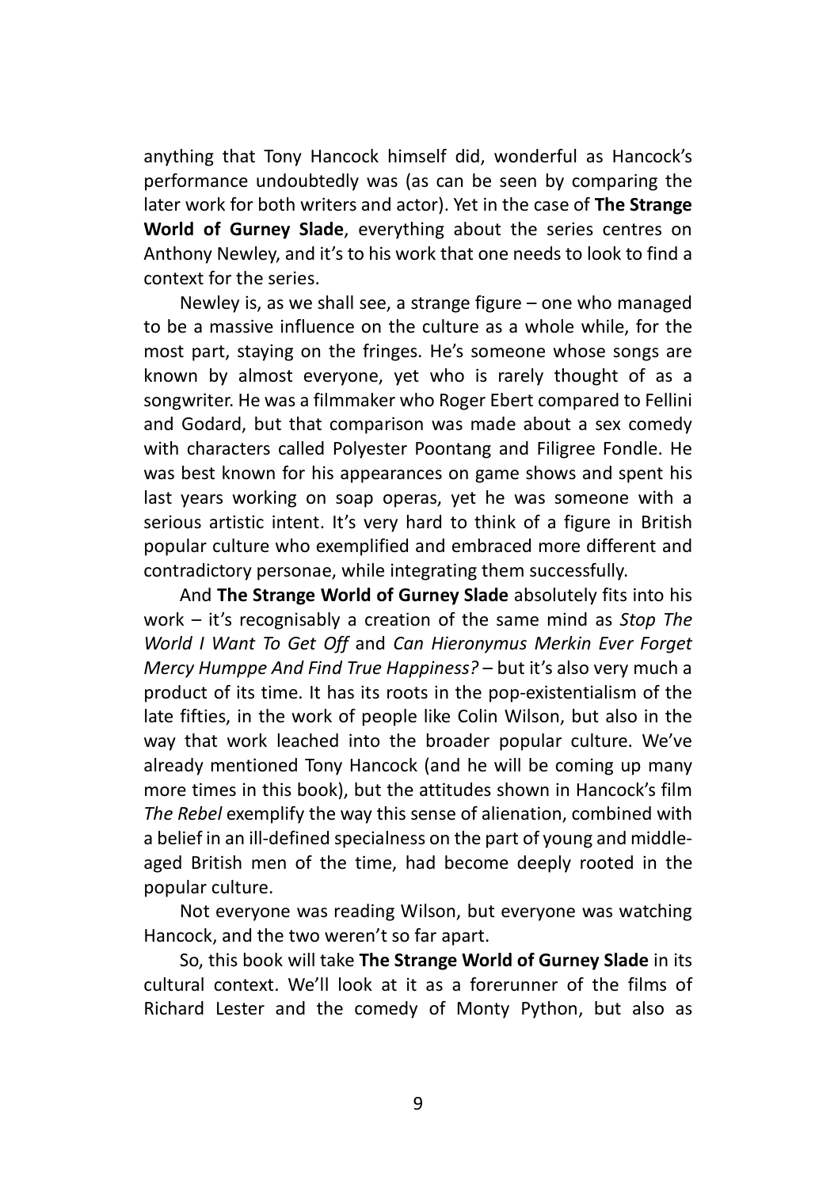anything that Tony Hancock himself did, wonderful as Hancock's performance undoubtedly was (as can be seen by comparing the later work for both writers and actor). Yet in the case of **The Strange World of Gurney Slade**, everything about the series centres on Anthony Newley, and it's to his work that one needs to look to find a context for the series.

Newley is, as we shall see, a strange figure – one who managed to be a massive influence on the culture as a whole while, for the most part, staying on the fringes. He's someone whose songs are known by almost everyone, yet who is rarely thought of as a songwriter. He was a filmmaker who Roger Ebert compared to Fellini and Godard, but that comparison was made about a sex comedy with characters called Polyester Poontang and Filigree Fondle. He was best known for his appearances on game shows and spent his last years working on soap operas, yet he was someone with a serious artistic intent. It's very hard to think of a figure in British popular culture who exemplified and embraced more different and contradictory personae, while integrating them successfully.

And **The Strange World of Gurney Slade** absolutely fits into his work – it's recognisably a creation of the same mind as *Stop The World I Want To Get Off* and *Can Hieronymus Merkin Ever Forget Mercy Humppe And Find True Happiness?* – but it's also very much a product of its time. It has its roots in the pop-existentialism of the late fifties, in the work of people like Colin Wilson, but also in the way that work leached into the broader popular culture. We've already mentioned Tony Hancock (and he will be coming up many more times in this book), but the attitudes shown in Hancock's film *The Rebel* exemplify the way this sense of alienation, combined with a belief in an ill-defined specialness on the part of young and middle-aged British men of the time, had become deeply rooted in the popular culture.

Not everyone was reading Wilson, but everyone was watching Hancock, and the two weren't so far apart.

So, this book will take **The Strange World of Gurney Slade** in its cultural context. We'll look at it as a forerunner of the films of Richard Lester and the comedy of Monty Python, but also as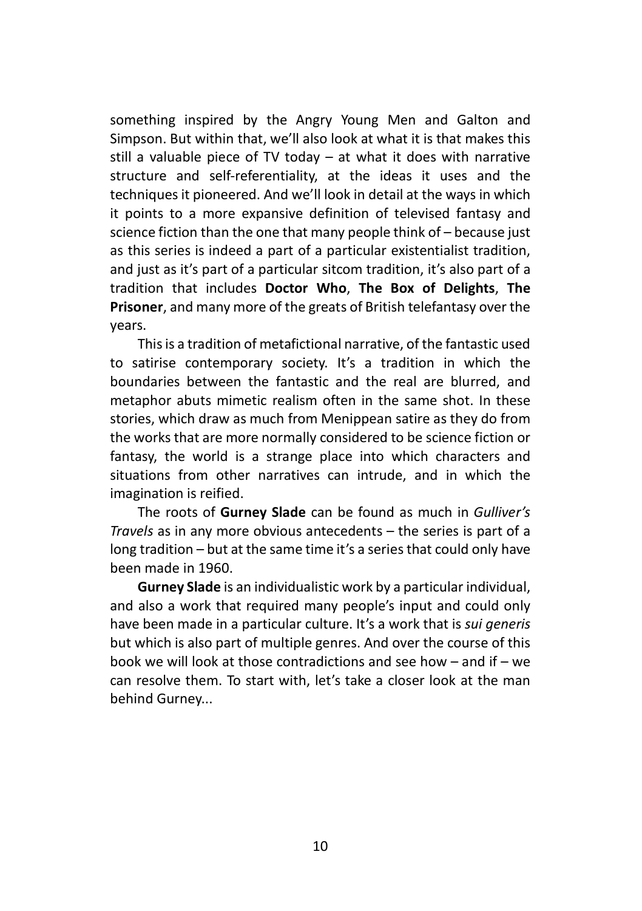something inspired by the Angry Young Men and Galton and Simpson. But within that, we'll also look at what it is that makes this still a valuable piece of TV today – at what it does with narrative structure and self-referentiality, at the ideas it uses and the techniques it pioneered. And we'll look in detail at the ways in which it points to a more expansive definition of televised fantasy and science fiction than the one that many people think of – because just as this series is indeed a part of a particular existentialist tradition, and just as it's part of a particular sitcom tradition, it's also part of a tradition that includes **Doctor Who**, **The Box of Delights**, **The Prisoner**, and many more of the greats of British telefantasy over the years.

This is a tradition of metafictional narrative, of the fantastic used to satirise contemporary society. It's a tradition in which the boundaries between the fantastic and the real are blurred, and metaphor abuts mimetic realism often in the same shot. In these stories, which draw as much from Menippean satire as they do from the works that are more normally considered to be science fiction or fantasy, the world is a strange place into which characters and situations from other narratives can intrude, and in which the imagination is reified.

The roots of **Gurney Slade** can be found as much in *Gulliver's Travels* as in any more obvious antecedents – the series is part of a long tradition – but at the same time it's a series that could only have been made in 1960.

**Gurney Slade** is an individualistic work by a particular individual, and also a work that required many people's input and could only have been made in a particular culture. It's a work that is *sui generis* but which is also part of multiple genres. And over the course of this book we will look at those contradictions and see how – and if – we can resolve them. To start with, let's take a closer look at the man behind Gurney...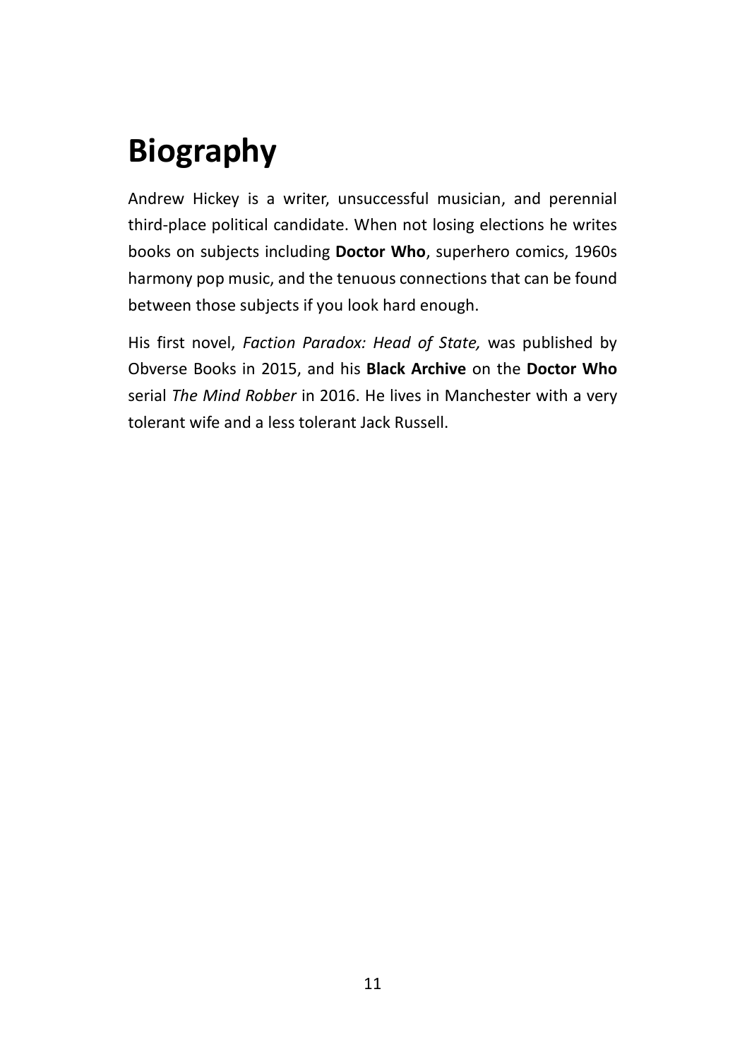# Biography

Andrew Hickey is a writer, unsuccessful musician, and perennial third-place political candidate. When not losing elections he writes books on subjects including **Doctor Who**, superhero comics, 1960s harmony pop music, and the tenuous connections that can be found between those subjects if you look hard enough.

His first novel, *Faction Paradox: Head of State,* was published by Obverse Books in 2015, and his **Black Archive** on the **Doctor Who** serial *The Mind Robber* in 2016. He lives in Manchester with a very tolerant wife and a less tolerant Jack Russell.